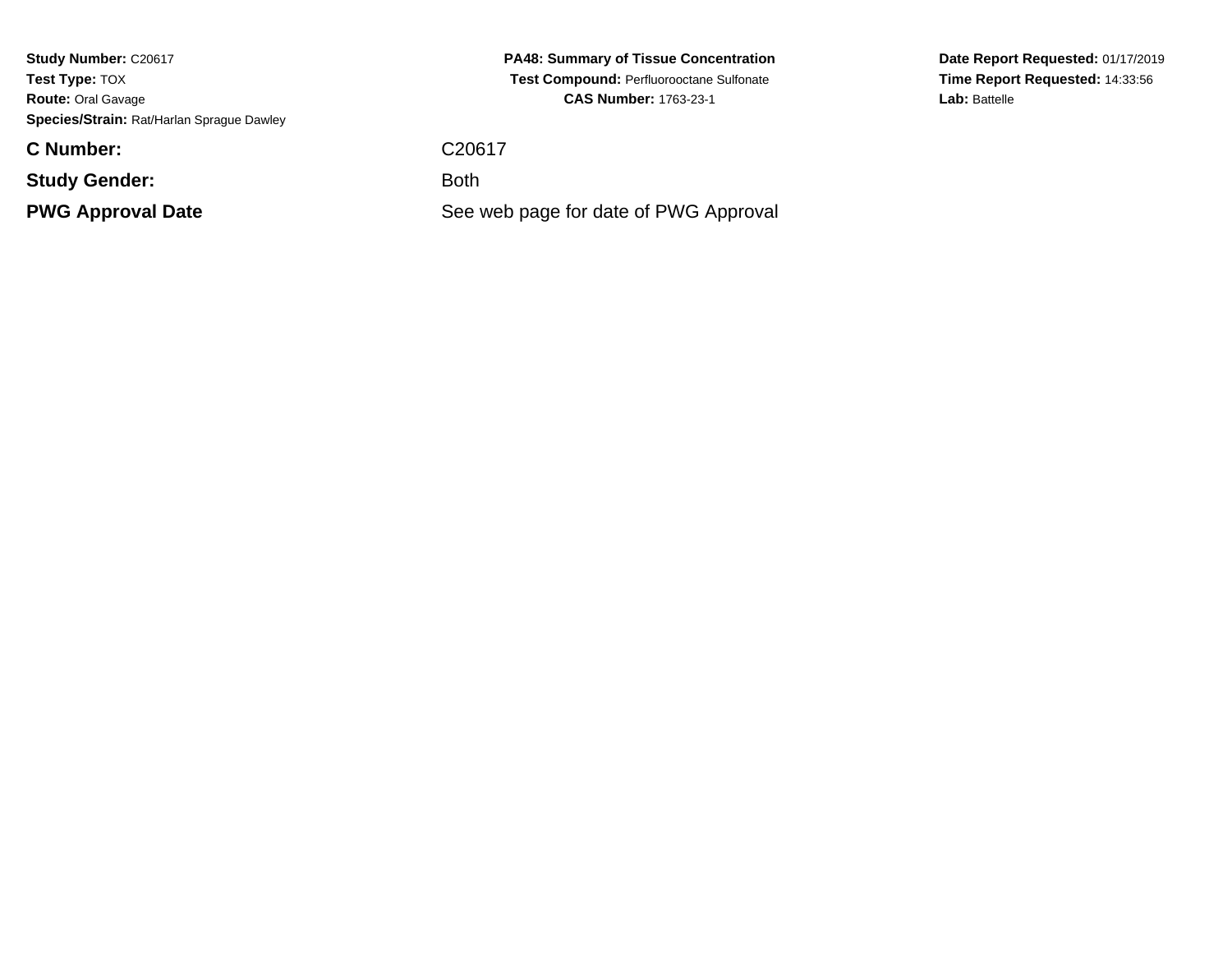**Study Number:** C20617
**Test Type:** TOX
**Route:** Oral Gavage
**Species/Strain:** Rat/Harlan Sprague Dawley

**PA48: Summary of Tissue Concentration**
**Test Compound:** Perfluorooctane Sulfonate
**CAS Number:** 1763-23-1

**Date Report Requested:** 01/17/2019
**Time Report Requested:** 14:33:56
**Lab:** Battelle

| | |
|---|---|
| **C Number:** | C20617 |
| **Study Gender:** | Both |
| **PWG Approval Date** | See web page for date of PWG Approval |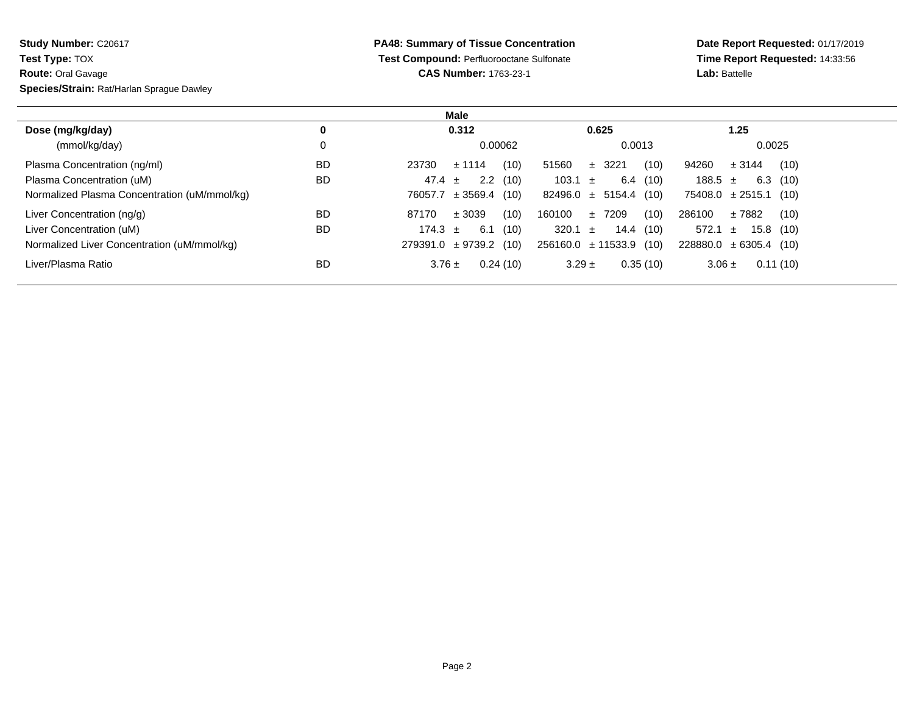**Study Number:** C20617
**Test Type:** TOX
**Route:** Oral Gavage
**Species/Strain:** Rat/Harlan Sprague Dawley

**PA48: Summary of Tissue Concentration**
**Test Compound:** Perfluorooctane Sulfonate
**CAS Number:** 1763-23-1

**Date Report Requested:** 01/17/2019
**Time Report Requested:** 14:33:56
**Lab:** Battelle

| | **Male** | | | |
|---|---|---|---|---|
| **Dose (mg/kg/day)** | **0** | **0.312** | **0.625** | **1.25** |
| (mmol/kg/day) | 0 | 0.00062 | 0.0013 | 0.0025 |
| Plasma Concentration (ng/ml) | BD | 23730 ± 1114 (10) | 51560 ± 3221 (10) | 94260 ± 3144 (10) |
| Plasma Concentration (uM) | BD | 47.4 ± 2.2 (10) | 103.1 ± 6.4 (10) | 188.5 ± 6.3 (10) |
| Normalized Plasma Concentration (uM/mmol/kg) | | 76057.7 ± 3569.4 (10) | 82496.0 ± 5154.4 (10) | 75408.0 ± 2515.1 (10) |
| Liver Concentration (ng/g) | BD | 87170 ± 3039 (10) | 160100 ± 7209 (10) | 286100 ± 7882 (10) |
| Liver Concentration (uM) | BD | 174.3 ± 6.1 (10) | 320.1 ± 14.4 (10) | 572.1 ± 15.8 (10) |
| Normalized Liver Concentration (uM/mmol/kg) | | 279391.0 ± 9739.2 (10) | 256160.0 ± 11533.9 (10) | 228880.0 ± 6305.4 (10) |
| Liver/Plasma Ratio | BD | 3.76 ± 0.24 (10) | 3.29 ± 0.35 (10) | 3.06 ± 0.11 (10) |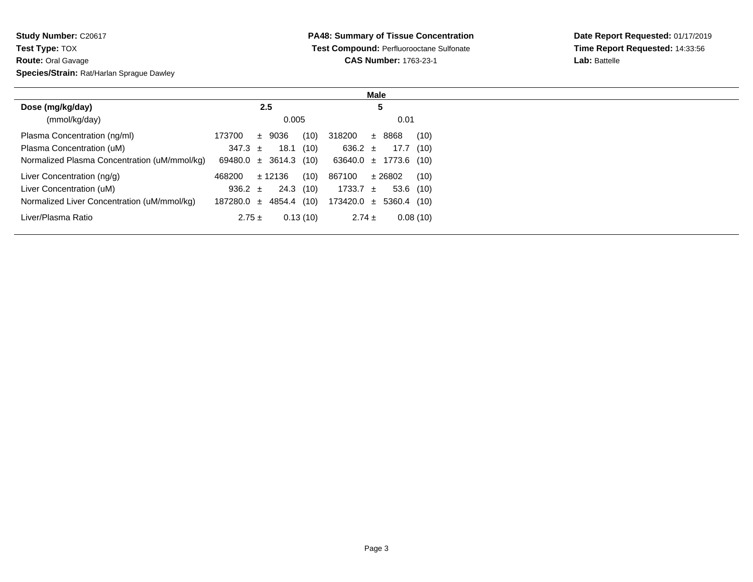**Study Number:** C20617
**Test Type:** TOX
**Route:** Oral Gavage
**Species/Strain:** Rat/Harlan Sprague Dawley

**PA48: Summary of Tissue Concentration**
**Test Compound:** Perfluorooctane Sulfonate
**CAS Number:** 1763-23-1

**Date Report Requested:** 01/17/2019
**Time Report Requested:** 14:33:56
**Lab:** Battelle

| | Male | |
|---|---|---|
| **Dose (mg/kg/day)** | **2.5** | **5** |
| (mmol/kg/day) | 0.005 | 0.01 |
| Plasma Concentration (ng/ml) | 173700 ± 9036 (10) | 318200 ± 8868 (10) |
| Plasma Concentration (uM) | 347.3 ± 18.1 (10) | 636.2 ± 17.7 (10) |
| Normalized Plasma Concentration (uM/mmol/kg) | 69480.0 ± 3614.3 (10) | 63640.0 ± 1773.6 (10) |
| Liver Concentration (ng/g) | 468200 ± 12136 (10) | 867100 ± 26802 (10) |
| Liver Concentration (uM) | 936.2 ± 24.3 (10) | 1733.7 ± 53.6 (10) |
| Normalized Liver Concentration (uM/mmol/kg) | 187280.0 ± 4854.4 (10) | 173420.0 ± 5360.4 (10) |
| Liver/Plasma Ratio | 2.75 ± 0.13 (10) | 2.74 ± 0.08 (10) |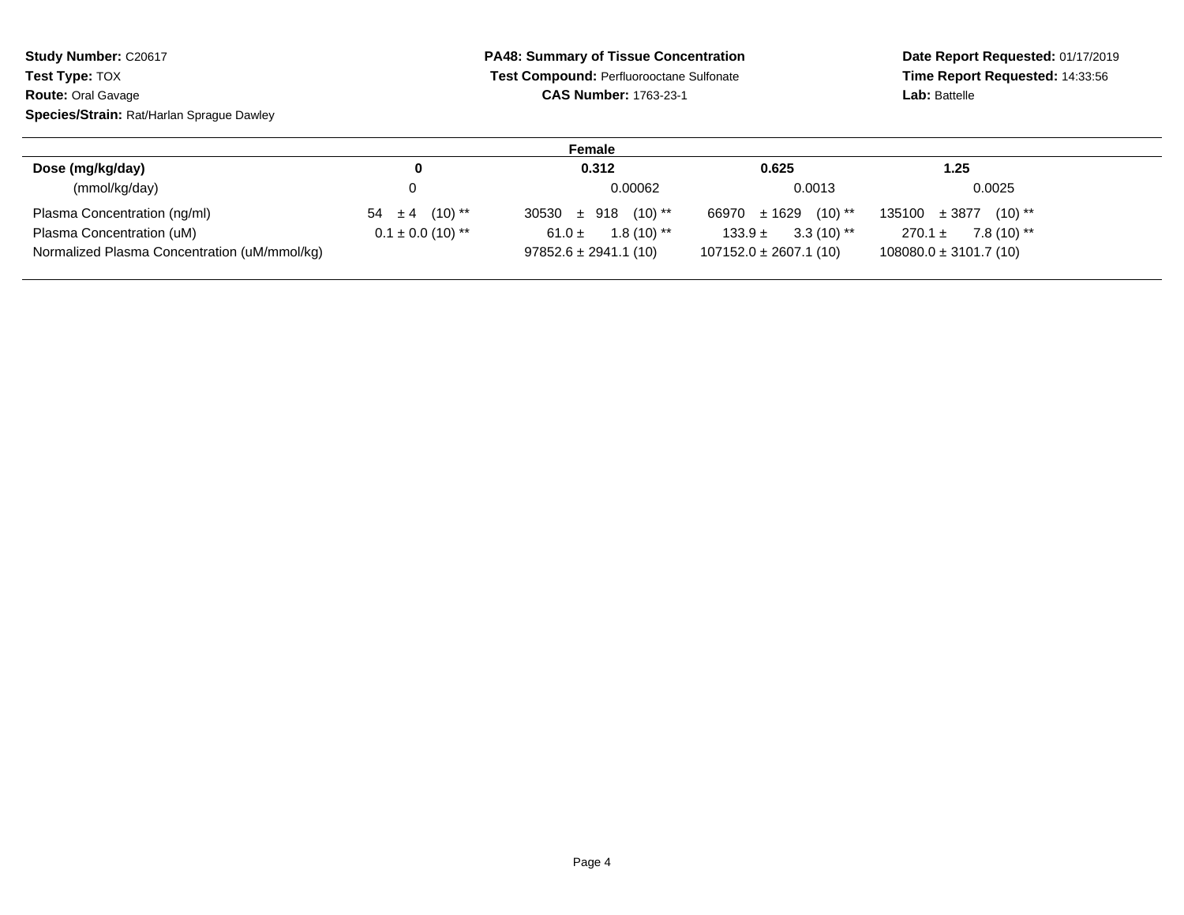**Study Number:** C20617
**Test Type:** TOX
**Route:** Oral Gavage
**Species/Strain:** Rat/Harlan Sprague Dawley

**PA48: Summary of Tissue Concentration**
**Test Compound:** Perfluorooctane Sulfonate
**CAS Number:** 1763-23-1

**Date Report Requested:** 01/17/2019
**Time Report Requested:** 14:33:56
**Lab:** Battelle

| Female | | | | |
|---|---|---|---|---|
| **Dose (mg/kg/day)** | **0** | **0.312** | **0.625** | **1.25** |
| (mmol/kg/day) | 0 | 0.00062 | 0.0013 | 0.0025 |
| Plasma Concentration (ng/ml) | 54 ± 4 (10) ** | 30530 ± 918 (10) ** | 66970 ± 1629 (10) ** | 135100 ± 3877 (10) ** |
| Plasma Concentration (uM) | 0.1 ± 0.0 (10) ** | 61.0 ± 1.8 (10) ** | 133.9 ± 3.3 (10) ** | 270.1 ± 7.8 (10) ** |
| Normalized Plasma Concentration (uM/mmol/kg) | | 97852.6 ± 2941.1 (10) | 107152.0 ± 2607.1 (10) | 108080.0 ± 3101.7 (10) |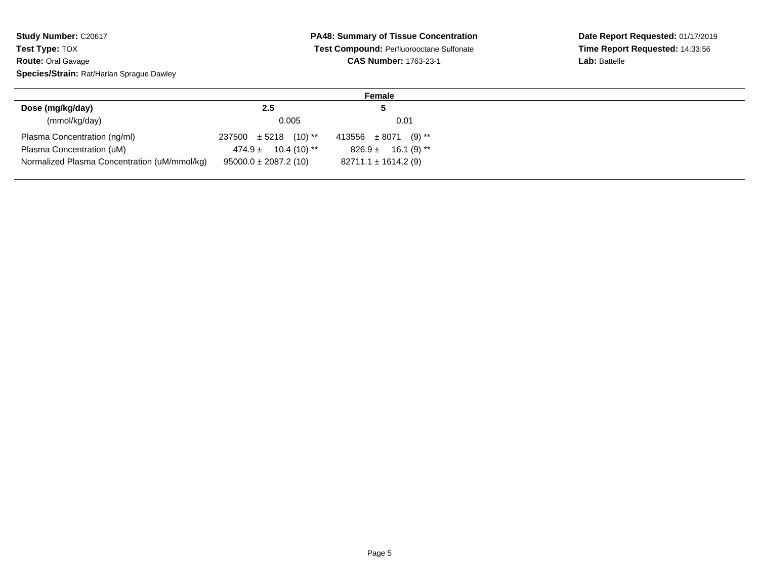**Study Number:** C20617
**Test Type:** TOX
**Route:** Oral Gavage
**Species/Strain:** Rat/Harlan Sprague Dawley

**PA48: Summary of Tissue Concentration**
**Test Compound:** Perfluorooctane Sulfonate
**CAS Number:** 1763-23-1

**Date Report Requested:** 01/17/2019
**Time Report Requested:** 14:33:56
**Lab:** Battelle

| | Female | |
|---|---|---|
| **Dose (mg/kg/day)** | **2.5** | **5** |
| (mmol/kg/day) | 0.005 | 0.01 |
| Plasma Concentration (ng/ml) | 237500 ± 5218 (10) ** | 413556 ± 8071 (9) ** |
| Plasma Concentration (uM) | 474.9 ± 10.4 (10) ** | 826.9 ± 16.1 (9) ** |
| Normalized Plasma Concentration (uM/mmol/kg) | 95000.0 ± 2087.2 (10) | 82711.1 ± 1614.2 (9) |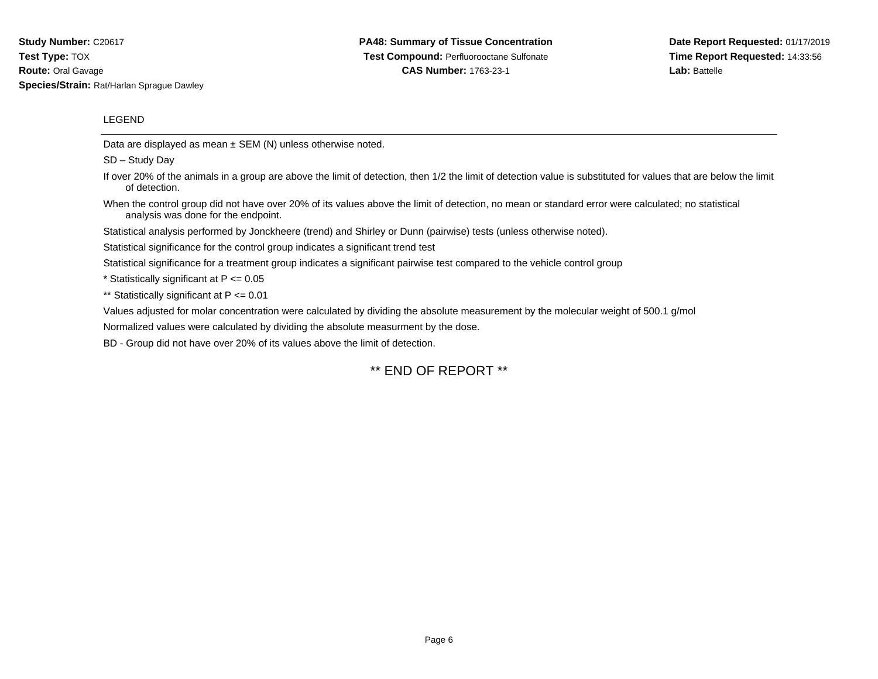**Study Number:** C20617
**Test Type:** TOX
**Route:** Oral Gavage
**Species/Strain:** Rat/Harlan Sprague Dawley

**PA48: Summary of Tissue Concentration**
**Test Compound:** Perfluorooctane Sulfonate
**CAS Number:** 1763-23-1

**Date Report Requested:** 01/17/2019
**Time Report Requested:** 14:33:56
**Lab:** Battelle

LEGEND

---

Data are displayed as mean ± SEM (N) unless otherwise noted.

SD – Study Day

If over 20% of the animals in a group are above the limit of detection, then 1/2 the limit of detection value is substituted for values that are below the limit of detection.

When the control group did not have over 20% of its values above the limit of detection, no mean or standard error were calculated; no statistical analysis was done for the endpoint.

Statistical analysis performed by Jonckheere (trend) and Shirley or Dunn (pairwise) tests (unless otherwise noted).

Statistical significance for the control group indicates a significant trend test

Statistical significance for a treatment group indicates a significant pairwise test compared to the vehicle control group

* Statistically significant at P <= 0.05

** Statistically significant at P <= 0.01

Values adjusted for molar concentration were calculated by dividing the absolute measurement by the molecular weight of 500.1 g/mol

Normalized values were calculated by dividing the absolute measurment by the dose.

BD - Group did not have over 20% of its values above the limit of detection.

** END OF REPORT **